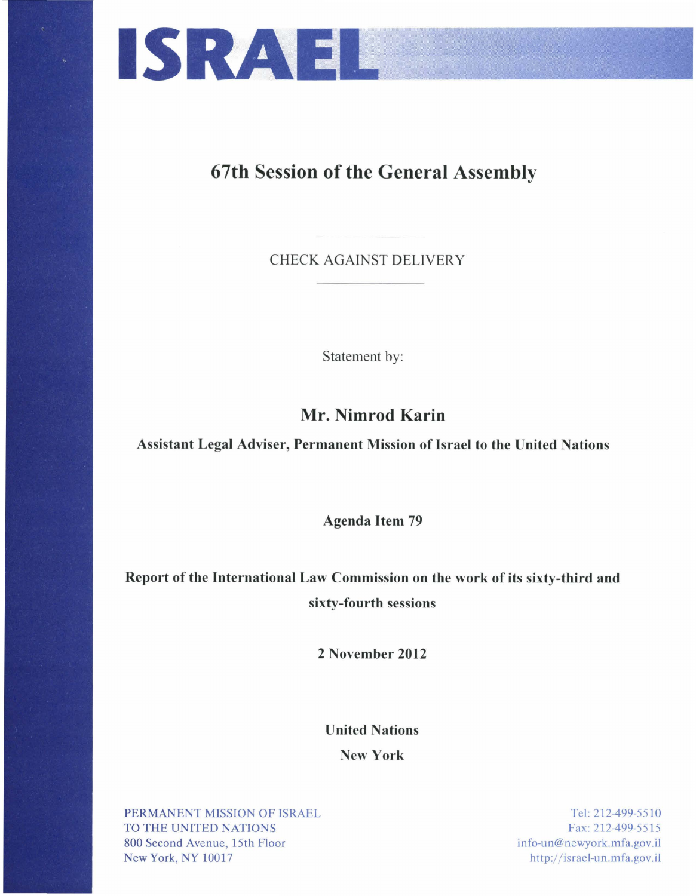# ISRAEL

## 67th Session of the General Assembly

CHECK AGAINST DELIVERY

Statement by:

**Mr. Nimrod Karin**

**Assistant Legal Adviser, Permanent Mission of Israel to the United Nations**

**Agenda Item 79**

**Report of the International Law Commission on the work of its sixty-third and sixty-fourth sessions**

**2 November 2012**

**United Nations**

**New York**

PERMANENT MISSION OF ISRAEL
TO THE UNITED NATIONS
800 Second Avenue, 15th Floor
New York, NY 10017

Tel: 212-499-5510
Fax: 212-499-5515
info-un@newyork.mfa.gov.il
http://israel-un.mfa.gov.il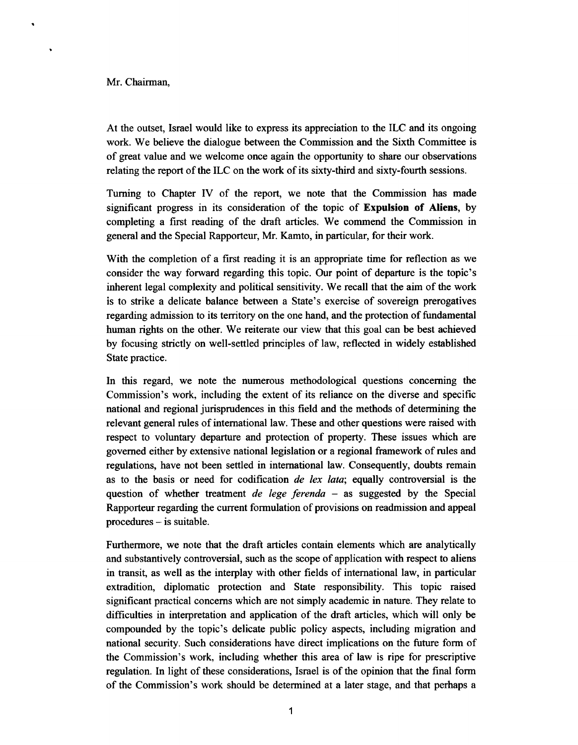Mr. Chairman,

At the outset, Israel would like to express its appreciation to the ILC and its ongoing work. We believe the dialogue between the Commission and the Sixth Committee is of great value and we welcome once again the opportunity to share our observations relating the report of the ILC on the work of its sixty-third and sixty-fourth sessions.

Turning to Chapter IV of the report, we note that the Commission has made significant progress in its consideration of the topic of **Expulsion of Aliens**, by completing a first reading of the draft articles. We commend the Commission in general and the Special Rapporteur, Mr. Kamto, in particular, for their work.

With the completion of a first reading it is an appropriate time for reflection as we consider the way forward regarding this topic. Our point of departure is the topic's inherent legal complexity and political sensitivity. We recall that the aim of the work is to strike a delicate balance between a State's exercise of sovereign prerogatives regarding admission to its territory on the one hand, and the protection of fundamental human rights on the other. We reiterate our view that this goal can be best achieved by focusing strictly on well-settled principles of law, reflected in widely established State practice.

In this regard, we note the numerous methodological questions concerning the Commission's work, including the extent of its reliance on the diverse and specific national and regional jurisprudences in this field and the methods of determining the relevant general rules of international law. These and other questions were raised with respect to voluntary departure and protection of property. These issues which are governed either by extensive national legislation or a regional framework of rules and regulations, have not been settled in international law. Consequently, doubts remain as to the basis or need for codification *de lex lata*; equally controversial is the question of whether treatment *de lege ferenda* – as suggested by the Special Rapporteur regarding the current formulation of provisions on readmission and appeal procedures – is suitable.

Furthermore, we note that the draft articles contain elements which are analytically and substantively controversial, such as the scope of application with respect to aliens in transit, as well as the interplay with other fields of international law, in particular extradition, diplomatic protection and State responsibility. This topic raised significant practical concerns which are not simply academic in nature. They relate to difficulties in interpretation and application of the draft articles, which will only be compounded by the topic's delicate public policy aspects, including migration and national security. Such considerations have direct implications on the future form of the Commission's work, including whether this area of law is ripe for prescriptive regulation. In light of these considerations, Israel is of the opinion that the final form of the Commission's work should be determined at a later stage, and that perhaps a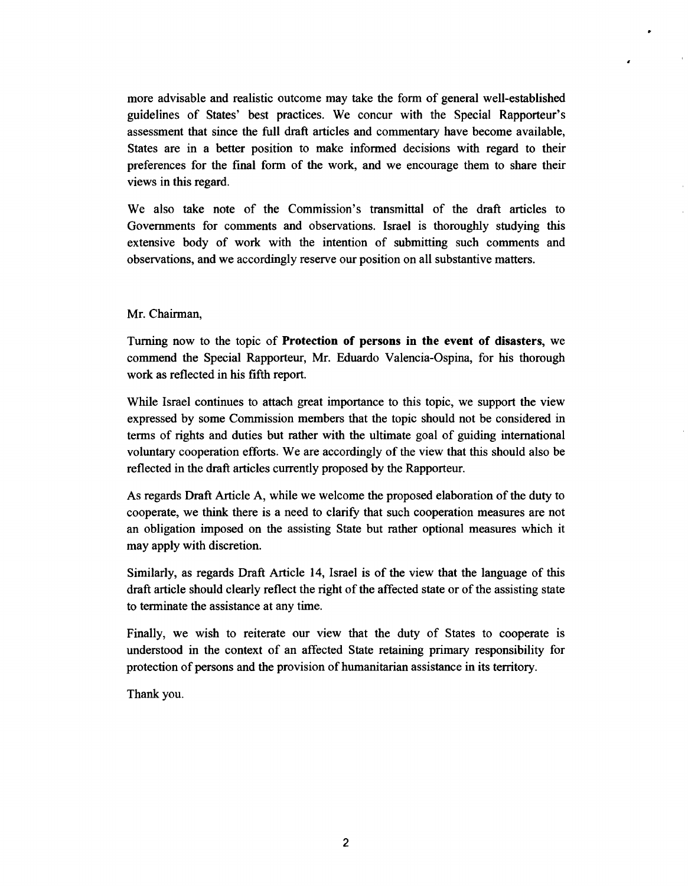more advisable and realistic outcome may take the form of general well-established guidelines of States' best practices. We concur with the Special Rapporteur's assessment that since the full draft articles and commentary have become available, States are in a better position to make informed decisions with regard to their preferences for the final form of the work, and we encourage them to share their views in this regard.

We also take note of the Commission's transmittal of the draft articles to Governments for comments and observations. Israel is thoroughly studying this extensive body of work with the intention of submitting such comments and observations, and we accordingly reserve our position on all substantive matters.

Mr. Chairman,

Turning now to the topic of **Protection of persons in the event of disasters**, we commend the Special Rapporteur, Mr. Eduardo Valencia-Ospina, for his thorough work as reflected in his fifth report.

While Israel continues to attach great importance to this topic, we support the view expressed by some Commission members that the topic should not be considered in terms of rights and duties but rather with the ultimate goal of guiding international voluntary cooperation efforts. We are accordingly of the view that this should also be reflected in the draft articles currently proposed by the Rapporteur.

As regards Draft Article A, while we welcome the proposed elaboration of the duty to cooperate, we think there is a need to clarify that such cooperation measures are not an obligation imposed on the assisting State but rather optional measures which it may apply with discretion.

Similarly, as regards Draft Article 14, Israel is of the view that the language of this draft article should clearly reflect the right of the affected state or of the assisting state to terminate the assistance at any time.

Finally, we wish to reiterate our view that the duty of States to cooperate is understood in the context of an affected State retaining primary responsibility for protection of persons and the provision of humanitarian assistance in its territory.

Thank you.